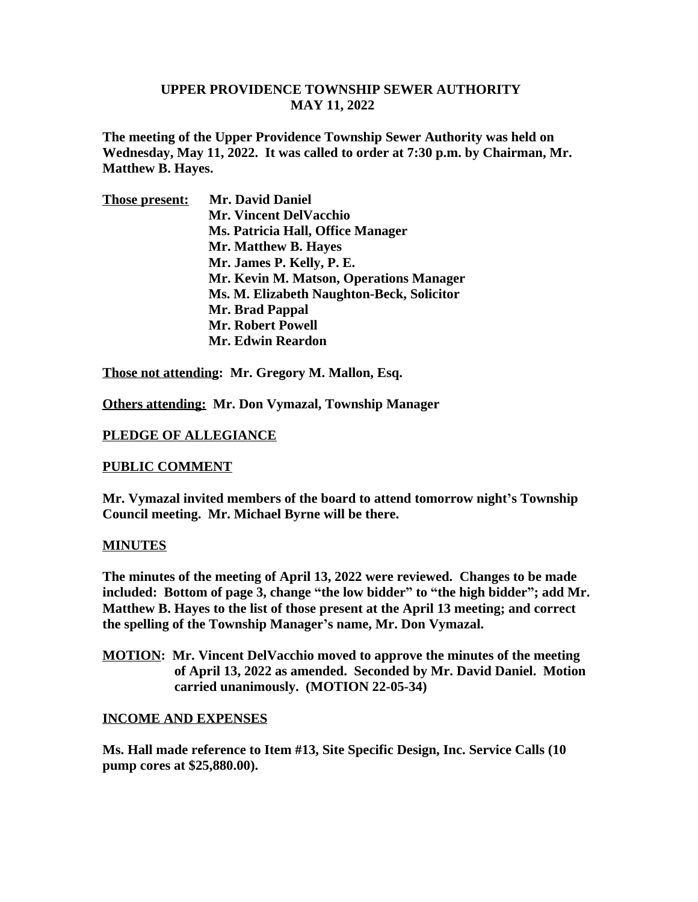**UPPER PROVIDENCE TOWNSHIP SEWER AUTHORITY**
**MAY 11, 2022**

**The meeting of the Upper Providence Township Sewer Authority was held on Wednesday, May 11, 2022. It was called to order at 7:30 p.m. by Chairman, Mr. Matthew B. Hayes.**

**Those present:** **Mr. David Daniel**
**Mr. Vincent DelVacchio**
**Ms. Patricia Hall, Office Manager**
**Mr. Matthew B. Hayes**
**Mr. James P. Kelly, P. E.**
**Mr. Kevin M. Matson, Operations Manager**
**Ms. M. Elizabeth Naughton-Beck, Solicitor**
**Mr. Brad Pappal**
**Mr. Robert Powell**
**Mr. Edwin Reardon**

**Those not attending: Mr. Gregory M. Mallon, Esq.**

**Others attending: Mr. Don Vymazal, Township Manager**

**PLEDGE OF ALLEGIANCE**

**PUBLIC COMMENT**

**Mr. Vymazal invited members of the board to attend tomorrow night's Township Council meeting. Mr. Michael Byrne will be there.**

**MINUTES**

**The minutes of the meeting of April 13, 2022 were reviewed. Changes to be made included: Bottom of page 3, change "the low bidder" to "the high bidder"; add Mr. Matthew B. Hayes to the list of those present at the April 13 meeting; and correct the spelling of the Township Manager's name, Mr. Don Vymazal.**

**MOTION: Mr. Vincent DelVacchio moved to approve the minutes of the meeting of April 13, 2022 as amended. Seconded by Mr. David Daniel. Motion carried unanimously. (MOTION 22-05-34)**

**INCOME AND EXPENSES**

**Ms. Hall made reference to Item #13, Site Specific Design, Inc. Service Calls (10 pump cores at $25,880.00).**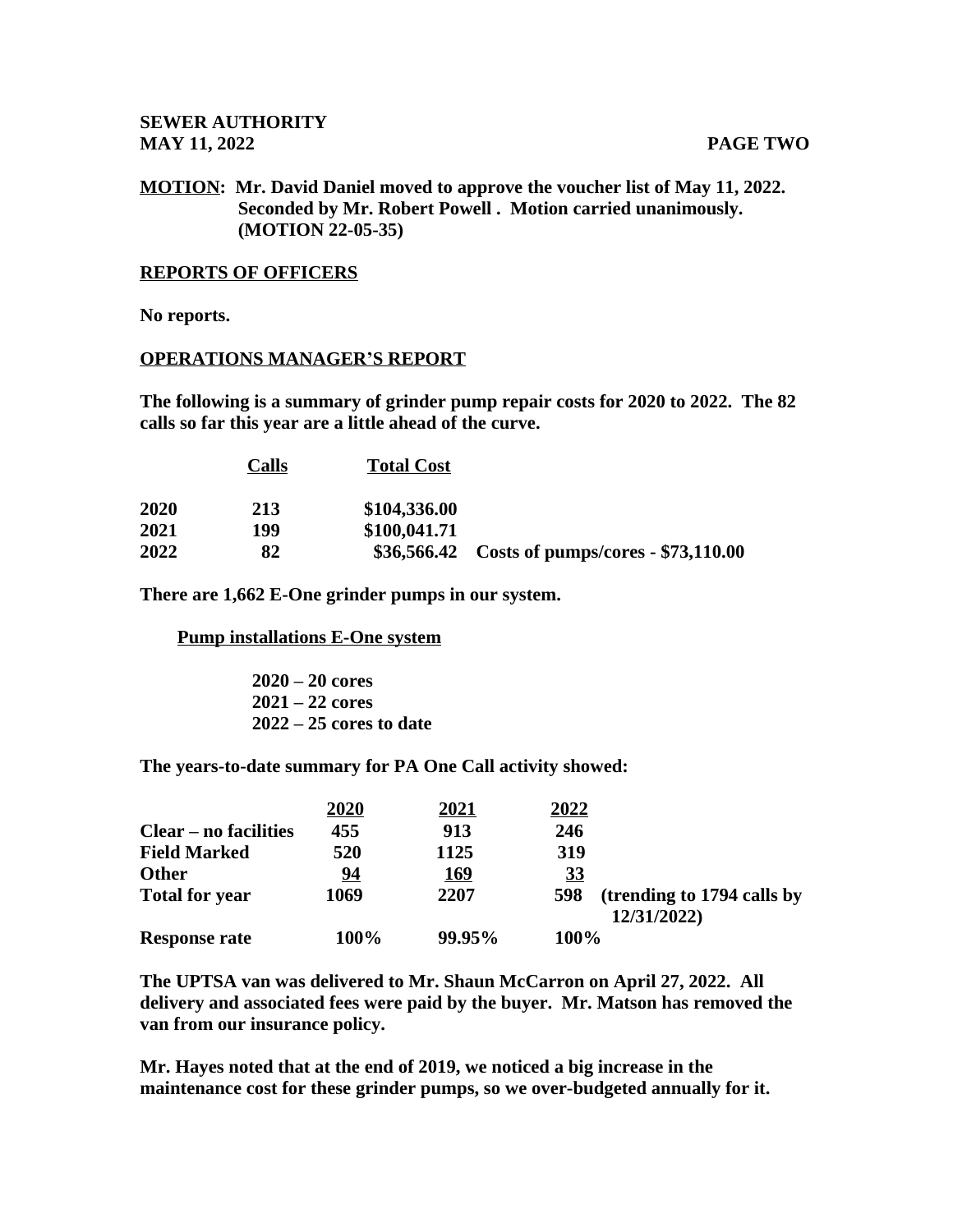**MOTION: Mr. David Daniel moved to approve the voucher list of May 11, 2022. Seconded by Mr. Robert Powell . Motion carried unanimously. (MOTION 22-05-35)**

## REPORTS OF OFFICERS

**No reports.**

## OPERATIONS MANAGER'S REPORT

**The following is a summary of grinder pump repair costs for 2020 to 2022. The 82 calls so far this year are a little ahead of the curve.**

| | Calls | Total Cost | |
|---|---|---|---|
| 2020 | 213 | $104,336.00 | |
| 2021 | 199 | $100,041.71 | |
| 2022 | 82 | $36,566.42 | Costs of pumps/cores - $73,110.00 |

**There are 1,662 E-One grinder pumps in our system.**

**Pump installations E-One system**

**2020 – 20 cores**
**2021 – 22 cores**
**2022 – 25 cores to date**

**The years-to-date summary for PA One Call activity showed:**

| | 2020 | 2021 | 2022 | |
|---|---|---|---|---|
| Clear – no facilities | 455 | 913 | 246 | |
| Field Marked | 520 | 1125 | 319 | |
| Other | 94 | 169 | 33 | |
| Total for year | 1069 | 2207 | 598 | (trending to 1794 calls by 12/31/2022) |
| Response rate | 100% | 99.95% | 100% | |

**The UPTSA van was delivered to Mr. Shaun McCarron on April 27, 2022. All delivery and associated fees were paid by the buyer. Mr. Matson has removed the van from our insurance policy.**

**Mr. Hayes noted that at the end of 2019, we noticed a big increase in the maintenance cost for these grinder pumps, so we over-budgeted annually for it.**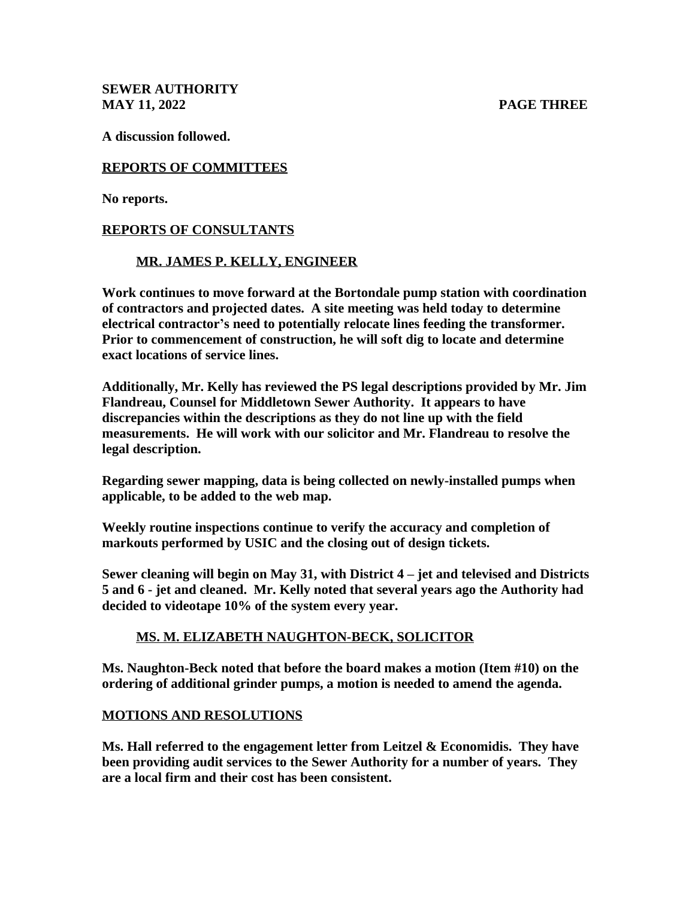**A discussion followed.**

**REPORTS OF COMMITTEES**

**No reports.**

**REPORTS OF CONSULTANTS**

**MR. JAMES P. KELLY, ENGINEER**

**Work continues to move forward at the Bortondale pump station with coordination of contractors and projected dates. A site meeting was held today to determine electrical contractor's need to potentially relocate lines feeding the transformer. Prior to commencement of construction, he will soft dig to locate and determine exact locations of service lines.**

**Additionally, Mr. Kelly has reviewed the PS legal descriptions provided by Mr. Jim Flandreau, Counsel for Middletown Sewer Authority. It appears to have discrepancies within the descriptions as they do not line up with the field measurements. He will work with our solicitor and Mr. Flandreau to resolve the legal description.**

**Regarding sewer mapping, data is being collected on newly-installed pumps when applicable, to be added to the web map.**

**Weekly routine inspections continue to verify the accuracy and completion of markouts performed by USIC and the closing out of design tickets.**

**Sewer cleaning will begin on May 31, with District 4 – jet and televised and Districts 5 and 6 - jet and cleaned. Mr. Kelly noted that several years ago the Authority had decided to videotape 10% of the system every year.**

**MS. M. ELIZABETH NAUGHTON-BECK, SOLICITOR**

**Ms. Naughton-Beck noted that before the board makes a motion (Item #10) on the ordering of additional grinder pumps, a motion is needed to amend the agenda.**

**MOTIONS AND RESOLUTIONS**

**Ms. Hall referred to the engagement letter from Leitzel & Economidis. They have been providing audit services to the Sewer Authority for a number of years. They are a local firm and their cost has been consistent.**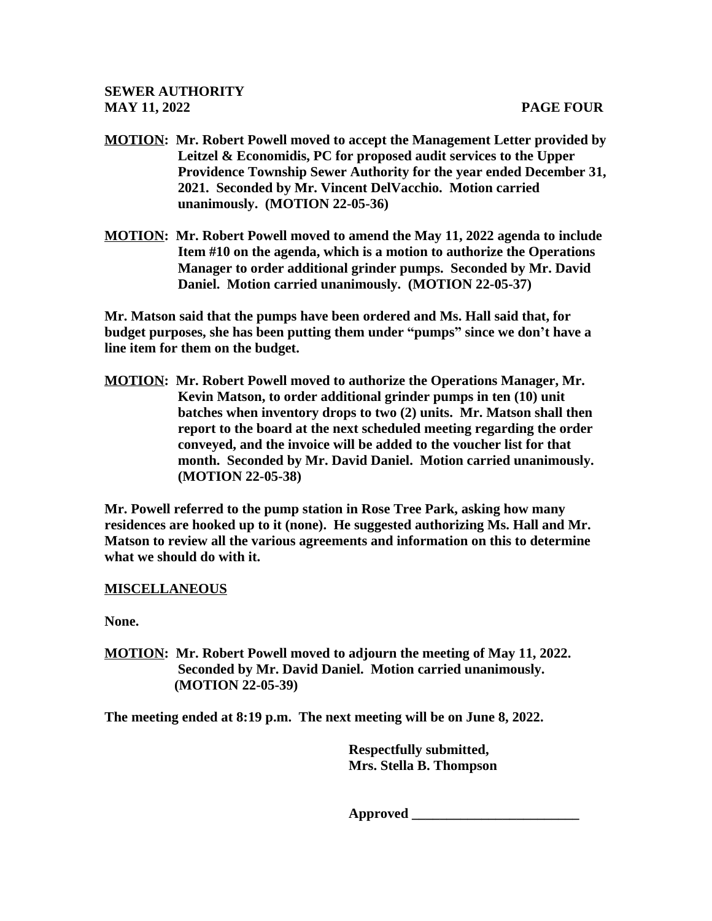**MOTION: Mr. Robert Powell moved to accept the Management Letter provided by Leitzel & Economidis, PC for proposed audit services to the Upper Providence Township Sewer Authority for the year ended December 31, 2021. Seconded by Mr. Vincent DelVacchio. Motion carried unanimously. (MOTION 22-05-36)**

**MOTION: Mr. Robert Powell moved to amend the May 11, 2022 agenda to include Item #10 on the agenda, which is a motion to authorize the Operations Manager to order additional grinder pumps. Seconded by Mr. David Daniel. Motion carried unanimously. (MOTION 22-05-37)**

**Mr. Matson said that the pumps have been ordered and Ms. Hall said that, for budget purposes, she has been putting them under "pumps" since we don't have a line item for them on the budget.**

**MOTION: Mr. Robert Powell moved to authorize the Operations Manager, Mr. Kevin Matson, to order additional grinder pumps in ten (10) unit batches when inventory drops to two (2) units. Mr. Matson shall then report to the board at the next scheduled meeting regarding the order conveyed, and the invoice will be added to the voucher list for that month. Seconded by Mr. David Daniel. Motion carried unanimously. (MOTION 22-05-38)**

**Mr. Powell referred to the pump station in Rose Tree Park, asking how many residences are hooked up to it (none). He suggested authorizing Ms. Hall and Mr. Matson to review all the various agreements and information on this to determine what we should do with it.**

## MISCELLANEOUS

**None.**

**MOTION: Mr. Robert Powell moved to adjourn the meeting of May 11, 2022. Seconded by Mr. David Daniel. Motion carried unanimously. (MOTION 22-05-39)**

**The meeting ended at 8:19 p.m. The next meeting will be on June 8, 2022.**

**Respectfully submitted,**
**Mrs. Stella B. Thompson**

**Approved ________________________**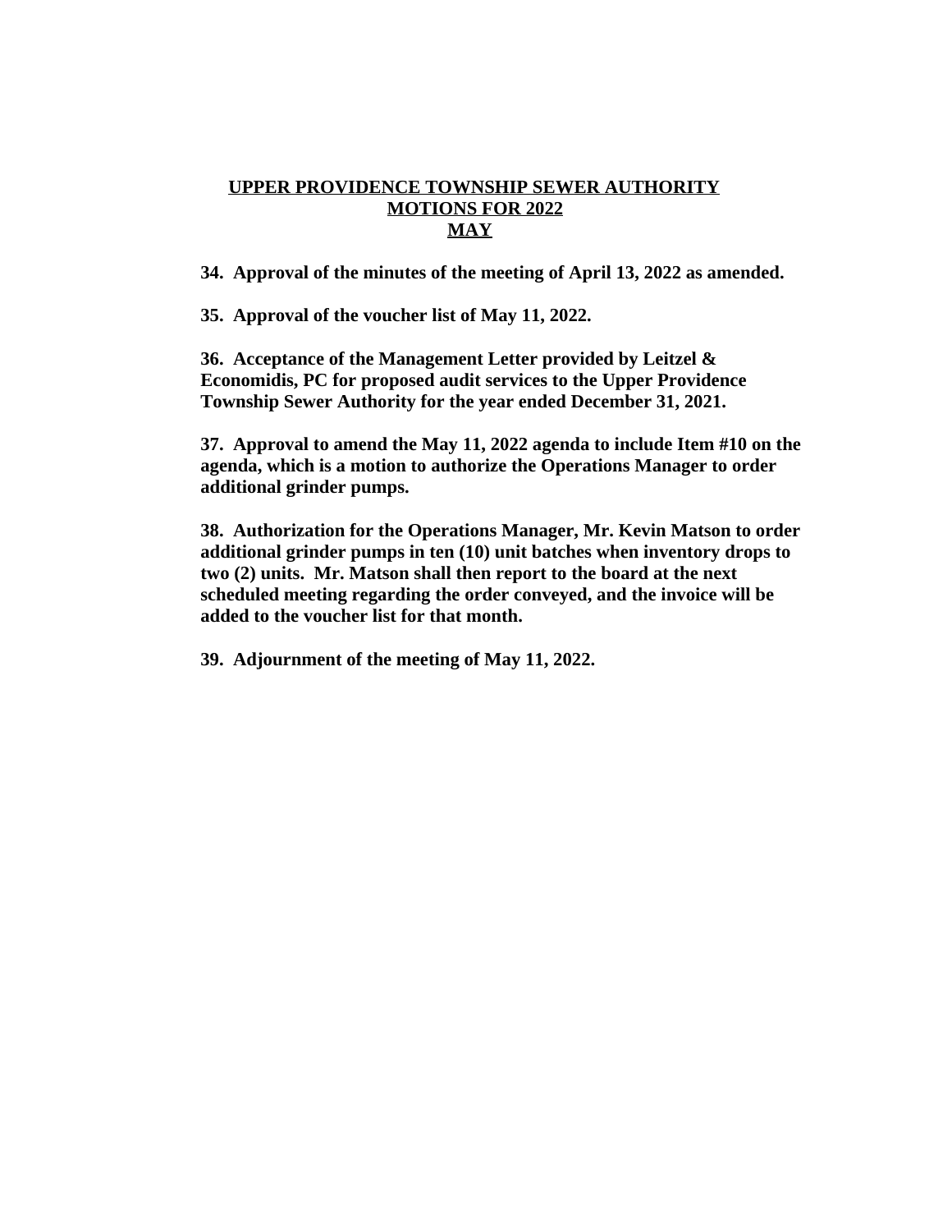**UPPER PROVIDENCE TOWNSHIP SEWER AUTHORITY**
**MOTIONS FOR 2022**
**MAY**

**34. Approval of the minutes of the meeting of April 13, 2022 as amended.**

**35. Approval of the voucher list of May 11, 2022.**

**36. Acceptance of the Management Letter provided by Leitzel & Economidis, PC for proposed audit services to the Upper Providence Township Sewer Authority for the year ended December 31, 2021.**

**37. Approval to amend the May 11, 2022 agenda to include Item #10 on the agenda, which is a motion to authorize the Operations Manager to order additional grinder pumps.**

**38. Authorization for the Operations Manager, Mr. Kevin Matson to order additional grinder pumps in ten (10) unit batches when inventory drops to two (2) units. Mr. Matson shall then report to the board at the next scheduled meeting regarding the order conveyed, and the invoice will be added to the voucher list for that month.**

**39. Adjournment of the meeting of May 11, 2022.**